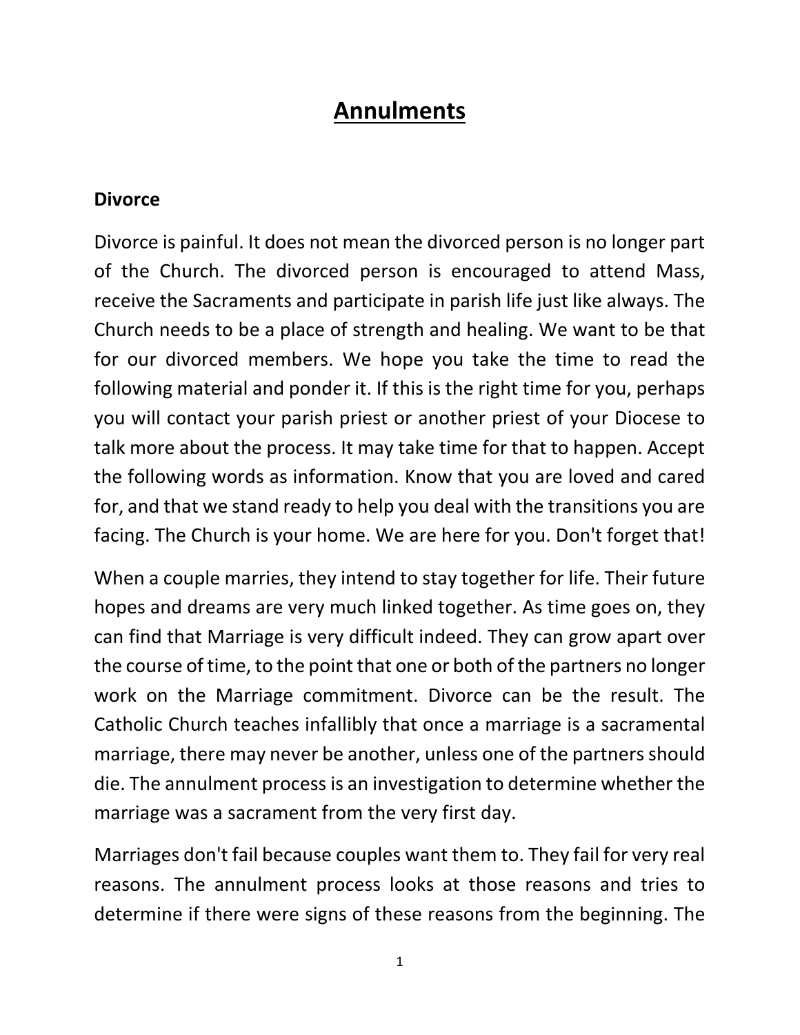# <u>Annulments</u>

## Divorce

Divorce is painful. It does not mean the divorced person is no longer part of the Church. The divorced person is encouraged to attend Mass, receive the Sacraments and participate in parish life just like always. The Church needs to be a place of strength and healing. We want to be that for our divorced members. We hope you take the time to read the following material and ponder it. If this is the right time for you, perhaps you will contact your parish priest or another priest of your Diocese to talk more about the process. It may take time for that to happen. Accept the following words as information. Know that you are loved and cared for, and that we stand ready to help you deal with the transitions you are facing. The Church is your home. We are here for you. Don't forget that!

When a couple marries, they intend to stay together for life. Their future hopes and dreams are very much linked together. As time goes on, they can find that Marriage is very difficult indeed. They can grow apart over the course of time, to the point that one or both of the partners no longer work on the Marriage commitment. Divorce can be the result. The Catholic Church teaches infallibly that once a marriage is a sacramental marriage, there may never be another, unless one of the partners should die. The annulment process is an investigation to determine whether the marriage was a sacrament from the very first day.

Marriages don't fail because couples want them to. They fail for very real reasons. The annulment process looks at those reasons and tries to determine if there were signs of these reasons from the beginning. The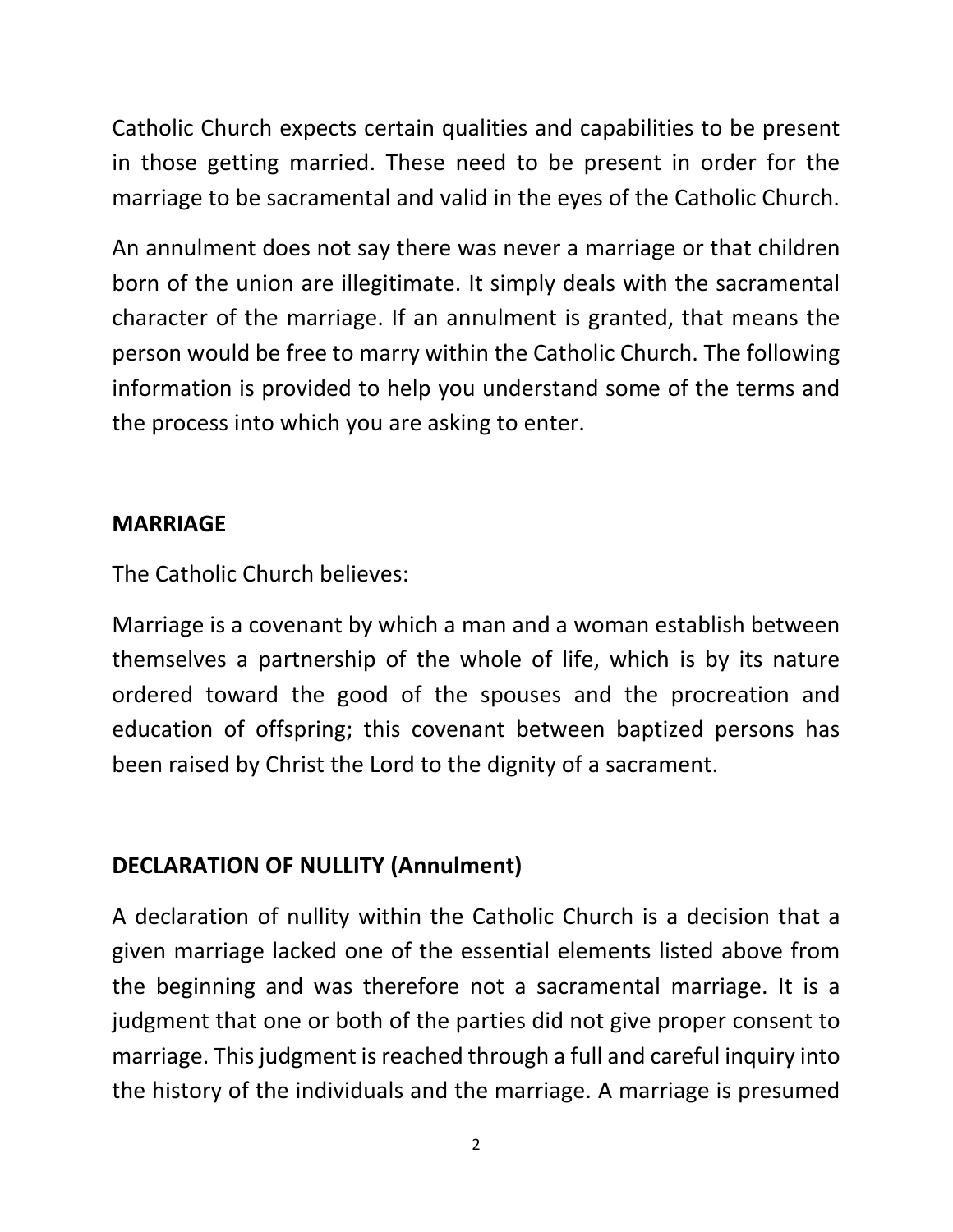Catholic Church expects certain qualities and capabilities to be present in those getting married. These need to be present in order for the marriage to be sacramental and valid in the eyes of the Catholic Church.

An annulment does not say there was never a marriage or that children born of the union are illegitimate. It simply deals with the sacramental character of the marriage. If an annulment is granted, that means the person would be free to marry within the Catholic Church. The following information is provided to help you understand some of the terms and the process into which you are asking to enter.

**MARRIAGE**

The Catholic Church believes:

Marriage is a covenant by which a man and a woman establish between themselves a partnership of the whole of life, which is by its nature ordered toward the good of the spouses and the procreation and education of offspring; this covenant between baptized persons has been raised by Christ the Lord to the dignity of a sacrament.

**DECLARATION OF NULLITY (Annulment)**

A declaration of nullity within the Catholic Church is a decision that a given marriage lacked one of the essential elements listed above from the beginning and was therefore not a sacramental marriage. It is a judgment that one or both of the parties did not give proper consent to marriage. This judgment is reached through a full and careful inquiry into the history of the individuals and the marriage. A marriage is presumed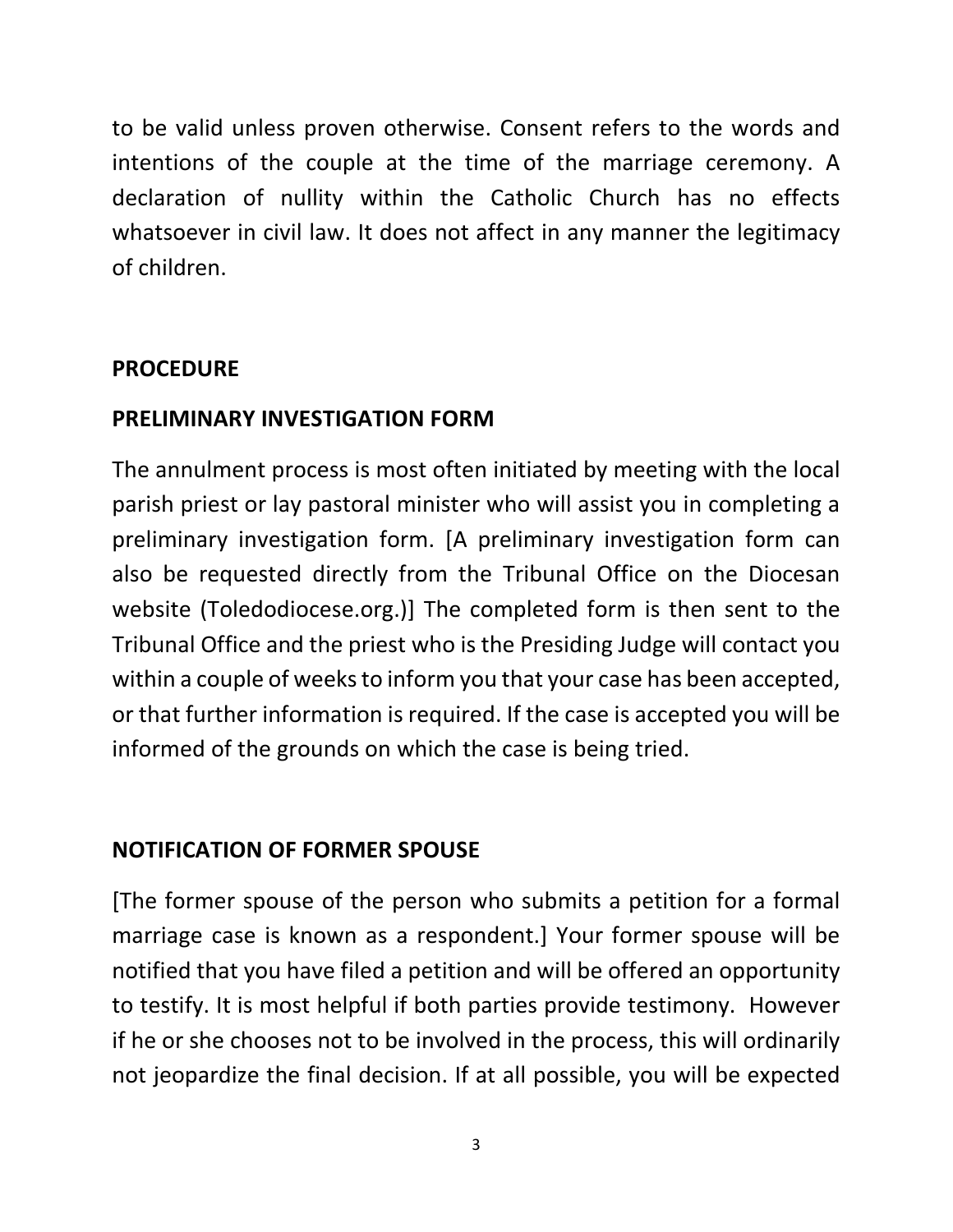to be valid unless proven otherwise. Consent refers to the words and intentions of the couple at the time of the marriage ceremony. A declaration of nullity within the Catholic Church has no effects whatsoever in civil law. It does not affect in any manner the legitimacy of children.

## PROCEDURE

### PRELIMINARY INVESTIGATION FORM

The annulment process is most often initiated by meeting with the local parish priest or lay pastoral minister who will assist you in completing a preliminary investigation form. [A preliminary investigation form can also be requested directly from the Tribunal Office on the Diocesan website (Toledodiocese.org.)] The completed form is then sent to the Tribunal Office and the priest who is the Presiding Judge will contact you within a couple of weeks to inform you that your case has been accepted, or that further information is required. If the case is accepted you will be informed of the grounds on which the case is being tried.

### NOTIFICATION OF FORMER SPOUSE

[The former spouse of the person who submits a petition for a formal marriage case is known as a respondent.] Your former spouse will be notified that you have filed a petition and will be offered an opportunity to testify. It is most helpful if both parties provide testimony. However if he or she chooses not to be involved in the process, this will ordinarily not jeopardize the final decision. If at all possible, you will be expected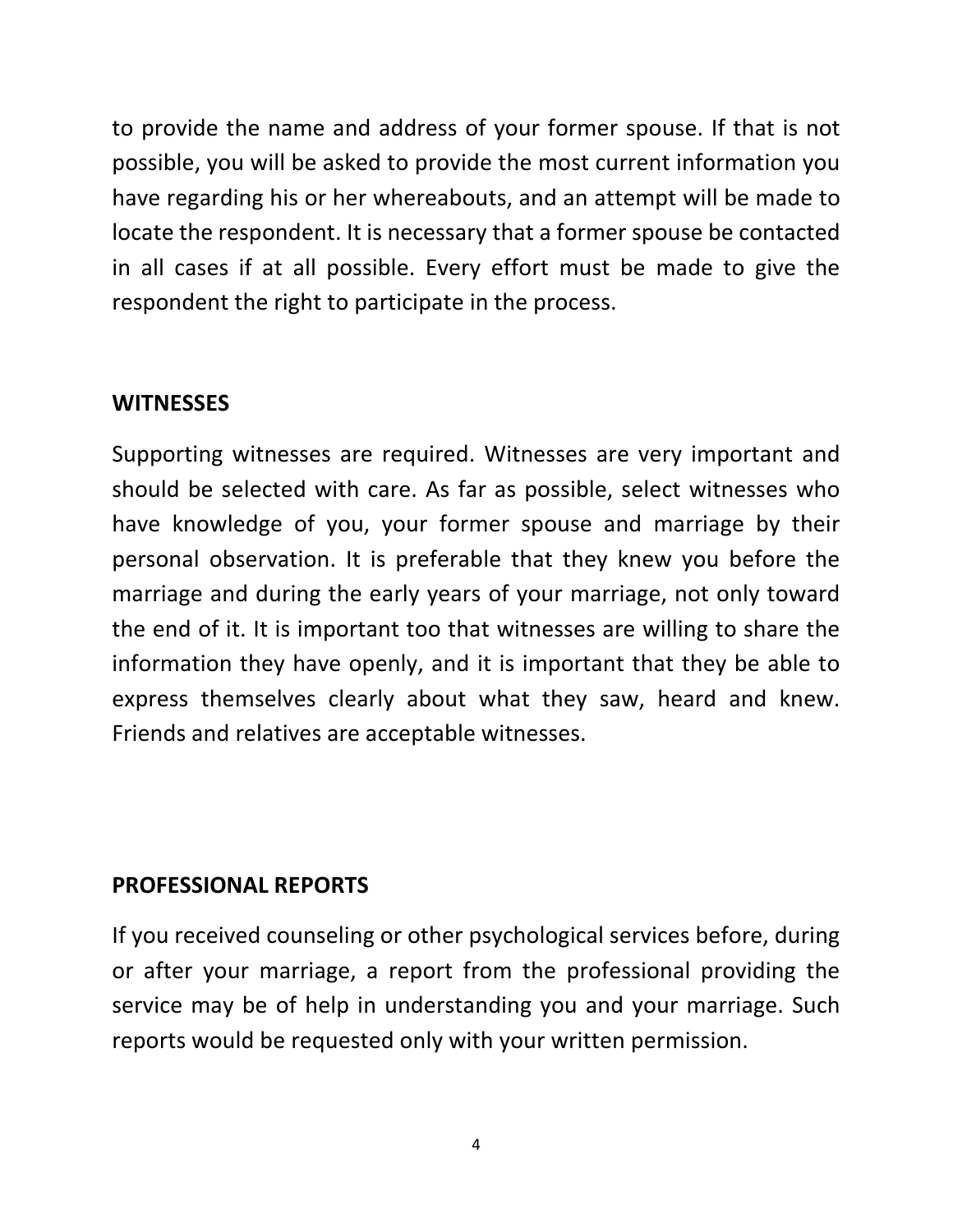to provide the name and address of your former spouse. If that is not possible, you will be asked to provide the most current information you have regarding his or her whereabouts, and an attempt will be made to locate the respondent. It is necessary that a former spouse be contacted in all cases if at all possible. Every effort must be made to give the respondent the right to participate in the process.

## WITNESSES

Supporting witnesses are required. Witnesses are very important and should be selected with care. As far as possible, select witnesses who have knowledge of you, your former spouse and marriage by their personal observation. It is preferable that they knew you before the marriage and during the early years of your marriage, not only toward the end of it. It is important too that witnesses are willing to share the information they have openly, and it is important that they be able to express themselves clearly about what they saw, heard and knew. Friends and relatives are acceptable witnesses.

## PROFESSIONAL REPORTS

If you received counseling or other psychological services before, during or after your marriage, a report from the professional providing the service may be of help in understanding you and your marriage. Such reports would be requested only with your written permission.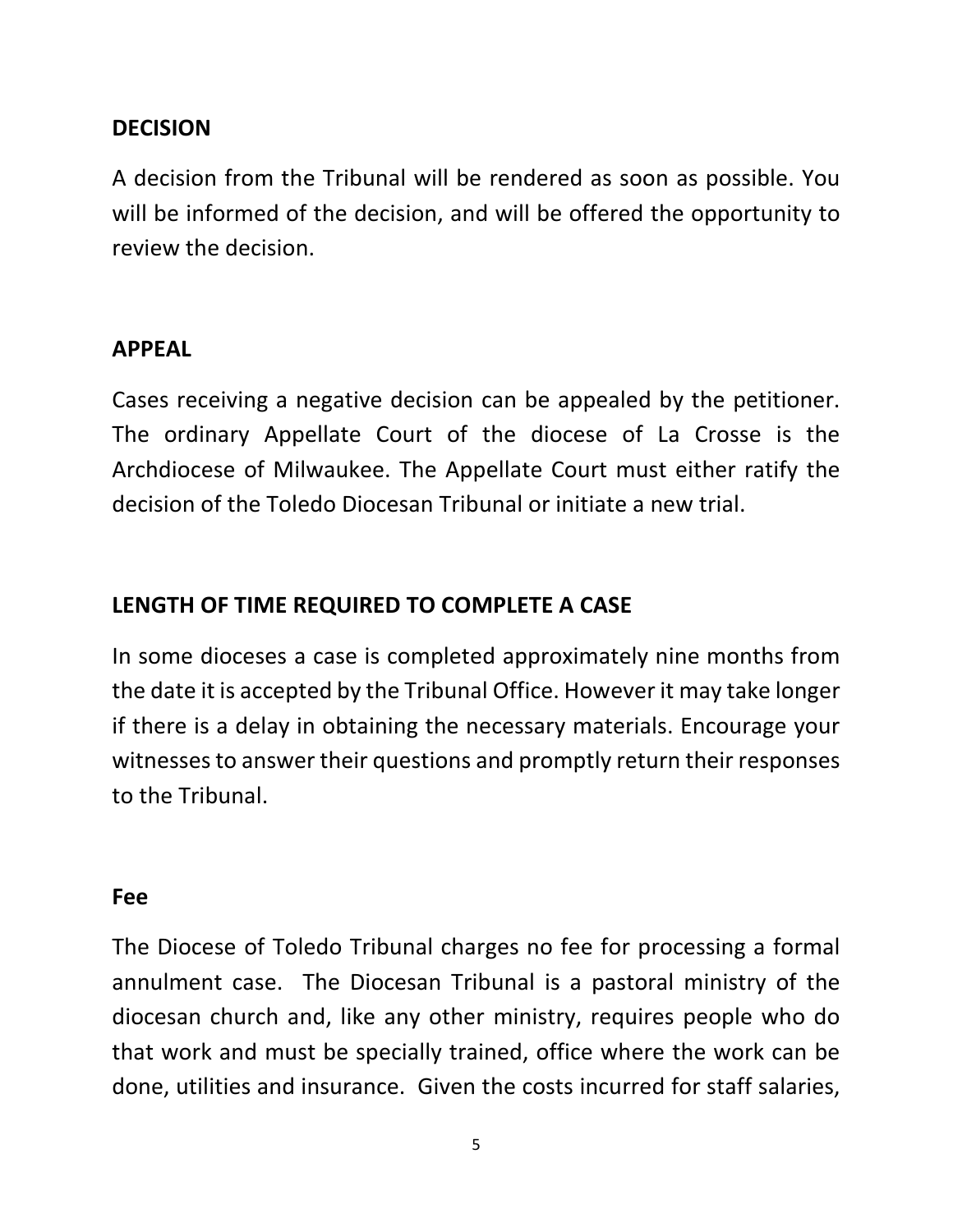## DECISION

A decision from the Tribunal will be rendered as soon as possible. You will be informed of the decision, and will be offered the opportunity to review the decision.

## APPEAL

Cases receiving a negative decision can be appealed by the petitioner. The ordinary Appellate Court of the diocese of La Crosse is the Archdiocese of Milwaukee. The Appellate Court must either ratify the decision of the Toledo Diocesan Tribunal or initiate a new trial.

## LENGTH OF TIME REQUIRED TO COMPLETE A CASE

In some dioceses a case is completed approximately nine months from the date it is accepted by the Tribunal Office. However it may take longer if there is a delay in obtaining the necessary materials. Encourage your witnesses to answer their questions and promptly return their responses to the Tribunal.

## Fee

The Diocese of Toledo Tribunal charges no fee for processing a formal annulment case. The Diocesan Tribunal is a pastoral ministry of the diocesan church and, like any other ministry, requires people who do that work and must be specially trained, office where the work can be done, utilities and insurance. Given the costs incurred for staff salaries,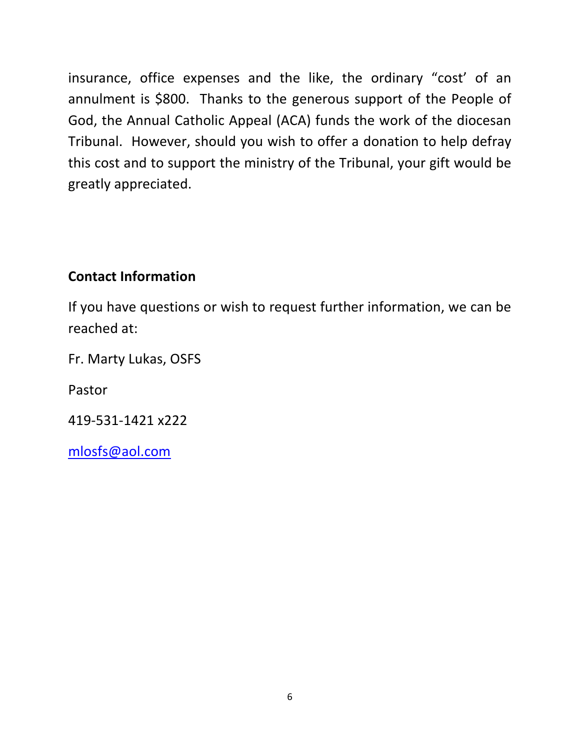insurance, office expenses and the like, the ordinary "cost' of an annulment is $800. Thanks to the generous support of the People of God, the Annual Catholic Appeal (ACA) funds the work of the diocesan Tribunal. However, should you wish to offer a donation to help defray this cost and to support the ministry of the Tribunal, your gift would be greatly appreciated.

**Contact Information**

If you have questions or wish to request further information, we can be reached at:

Fr. Marty Lukas, OSFS

Pastor

419-531-1421 x222

mlosfs@aol.com